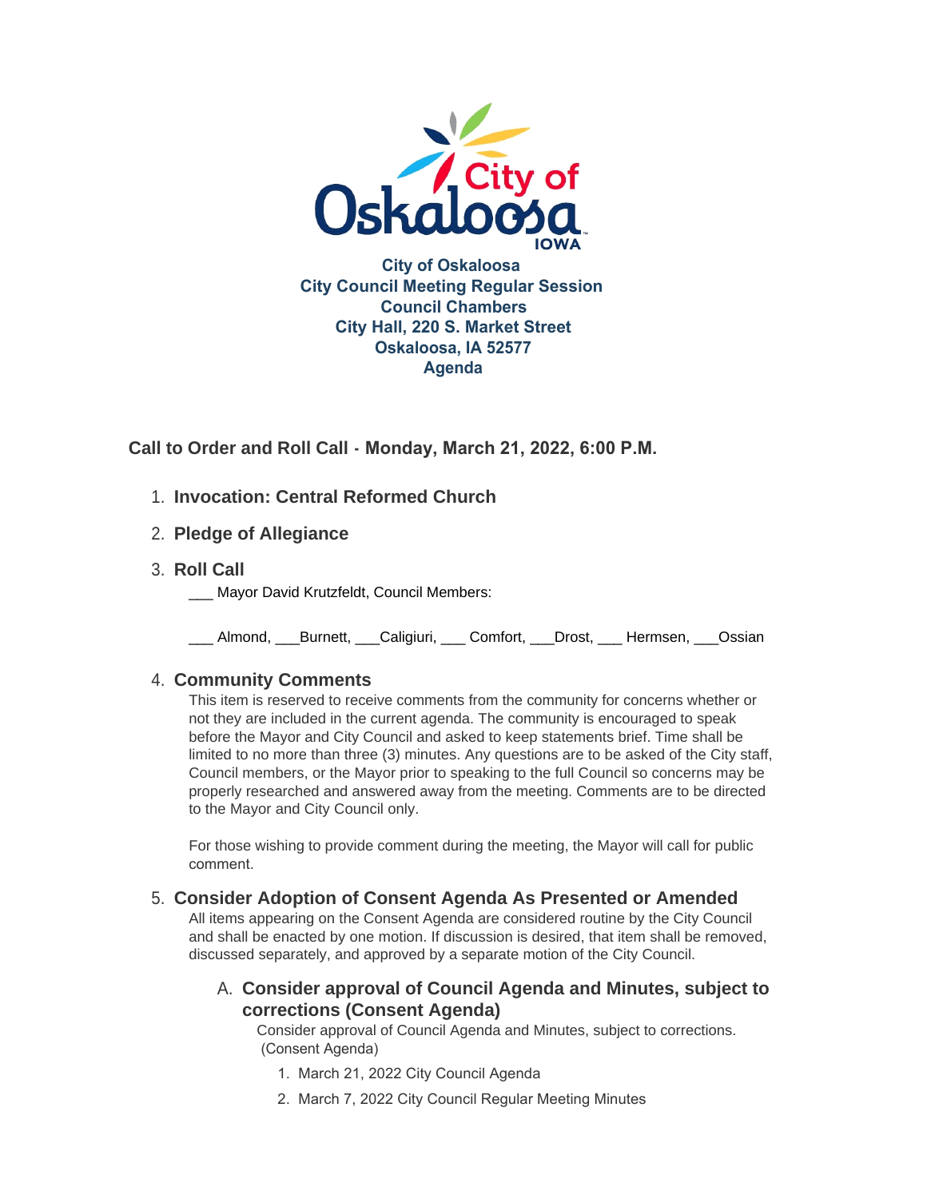City of Oskaloosa
City Council Meeting Regular Session
Council Chambers
City Hall, 220 S. Market Street
Oskaloosa, IA 52577
Agenda

## Call to Order and Roll Call - Monday, March 21, 2022, 6:00 P.M.

1. **Invocation: Central Reformed Church**

2. **Pledge of Allegiance**

3. **Roll Call**

   ___ Mayor David Krutzfeldt, Council Members:

   ___ Almond, ___Burnett, ___Caligiuri, ___ Comfort, ___Drost, ___ Hermsen, ___Ossian

4. **Community Comments**

   This item is reserved to receive comments from the community for concerns whether or not they are included in the current agenda. The community is encouraged to speak before the Mayor and City Council and asked to keep statements brief. Time shall be limited to no more than three (3) minutes. Any questions are to be asked of the City staff, Council members, or the Mayor prior to speaking to the full Council so concerns may be properly researched and answered away from the meeting. Comments are to be directed to the Mayor and City Council only.

   For those wishing to provide comment during the meeting, the Mayor will call for public comment.

5. **Consider Adoption of Consent Agenda As Presented or Amended**

   All items appearing on the Consent Agenda are considered routine by the City Council and shall be enacted by one motion. If discussion is desired, that item shall be removed, discussed separately, and approved by a separate motion of the City Council.

   A. **Consider approval of Council Agenda and Minutes, subject to corrections (Consent Agenda)**

      Consider approval of Council Agenda and Minutes, subject to corrections. (Consent Agenda)

      1. March 21, 2022 City Council Agenda
      2. March 7, 2022 City Council Regular Meeting Minutes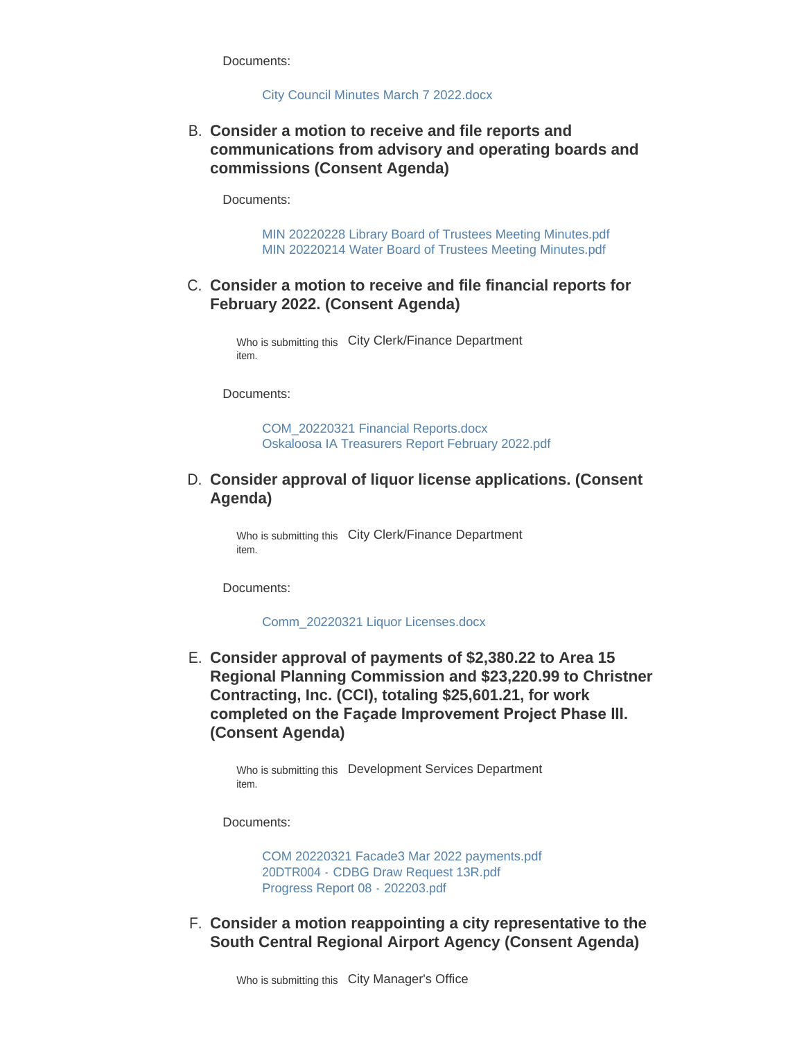Documents:

City Council Minutes March 7 2022.docx

B. **Consider a motion to receive and file reports and communications from advisory and operating boards and commissions (Consent Agenda)**

Documents:

MIN 20220228 Library Board of Trustees Meeting Minutes.pdf
MIN 20220214 Water Board of Trustees Meeting Minutes.pdf

C. **Consider a motion to receive and file financial reports for February 2022. (Consent Agenda)**

Who is submitting this item. City Clerk/Finance Department

Documents:

COM_20220321 Financial Reports.docx
Oskaloosa IA Treasurers Report February 2022.pdf

D. **Consider approval of liquor license applications. (Consent Agenda)**

Who is submitting this item. City Clerk/Finance Department

Documents:

Comm_20220321 Liquor Licenses.docx

E. **Consider approval of payments of $2,380.22 to Area 15 Regional Planning Commission and $23,220.99 to Christner Contracting, Inc. (CCI), totaling $25,601.21, for work completed on the Façade Improvement Project Phase III. (Consent Agenda)**

Who is submitting this item. Development Services Department

Documents:

COM 20220321 Facade3 Mar 2022 payments.pdf
20DTR004 - CDBG Draw Request 13R.pdf
Progress Report 08 - 202203.pdf

F. **Consider a motion reappointing a city representative to the South Central Regional Airport Agency (Consent Agenda)**

Who is submitting this City Manager's Office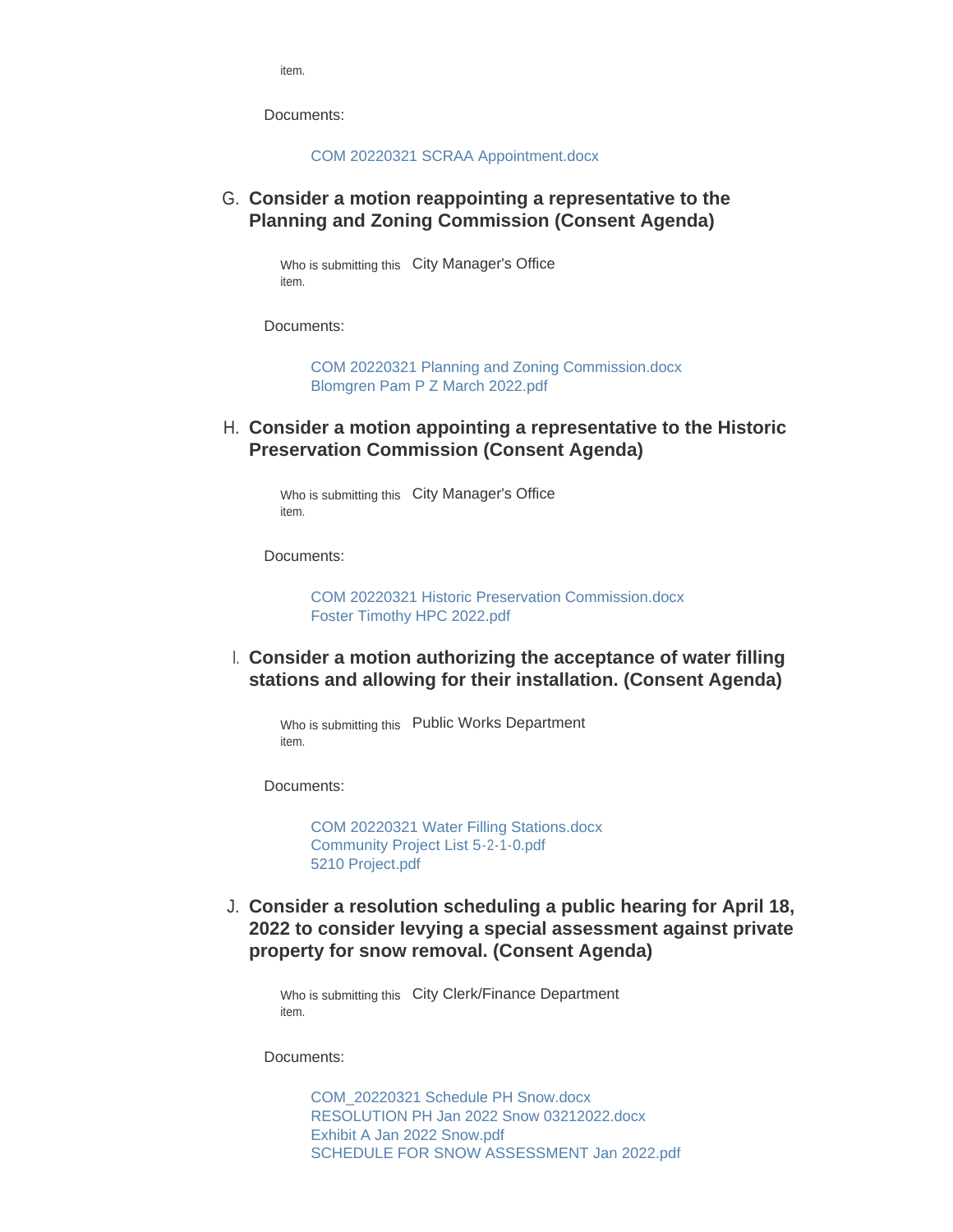item.

Documents:

COM 20220321 SCRAA Appointment.docx

### G. Consider a motion reappointing a representative to the Planning and Zoning Commission (Consent Agenda)

Who is submitting this item. City Manager's Office

Documents:

COM 20220321 Planning and Zoning Commission.docx
Blomgren Pam P Z March 2022.pdf

### H. Consider a motion appointing a representative to the Historic Preservation Commission (Consent Agenda)

Who is submitting this item. City Manager's Office

Documents:

COM 20220321 Historic Preservation Commission.docx
Foster Timothy HPC 2022.pdf

### I. Consider a motion authorizing the acceptance of water filling stations and allowing for their installation. (Consent Agenda)

Who is submitting this item. Public Works Department

Documents:

COM 20220321 Water Filling Stations.docx
Community Project List 5-2-1-0.pdf
5210 Project.pdf

### J. Consider a resolution scheduling a public hearing for April 18, 2022 to consider levying a special assessment against private property for snow removal. (Consent Agenda)

Who is submitting this item. City Clerk/Finance Department

Documents:

COM_20220321 Schedule PH Snow.docx
RESOLUTION PH Jan 2022 Snow 03212022.docx
Exhibit A Jan 2022 Snow.pdf
SCHEDULE FOR SNOW ASSESSMENT Jan 2022.pdf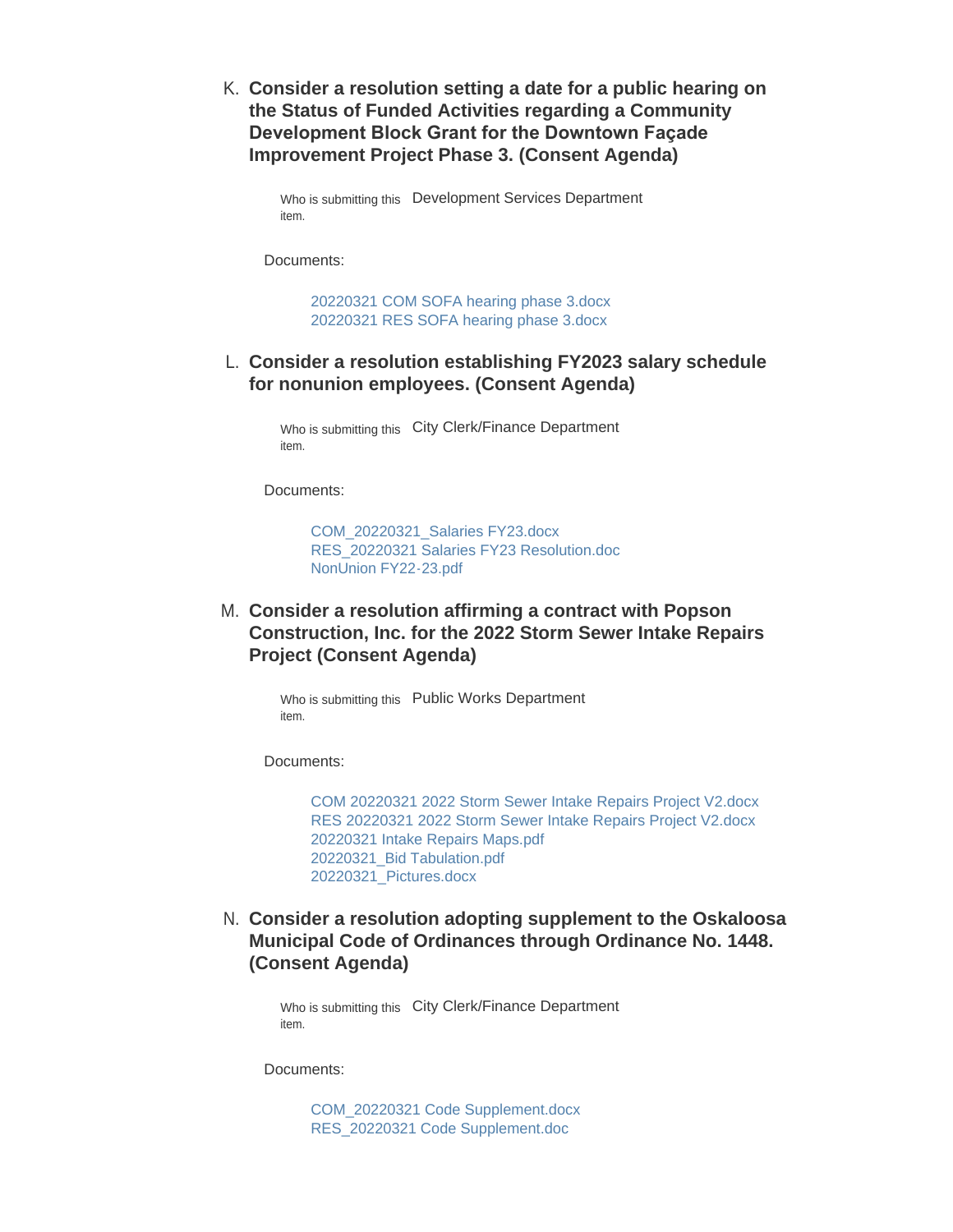K. **Consider a resolution setting a date for a public hearing on the Status of Funded Activities regarding a Community Development Block Grant for the Downtown Façade Improvement Project Phase 3. (Consent Agenda)**

Who is submitting this item. Development Services Department

Documents:

20220321 COM SOFA hearing phase 3.docx
20220321 RES SOFA hearing phase 3.docx

L. **Consider a resolution establishing FY2023 salary schedule for nonunion employees. (Consent Agenda)**

Who is submitting this item. City Clerk/Finance Department

Documents:

COM_20220321_Salaries FY23.docx
RES_20220321 Salaries FY23 Resolution.doc
NonUnion FY22-23.pdf

M. **Consider a resolution affirming a contract with Popson Construction, Inc. for the 2022 Storm Sewer Intake Repairs Project (Consent Agenda)**

Who is submitting this item. Public Works Department

Documents:

COM 20220321 2022 Storm Sewer Intake Repairs Project V2.docx
RES 20220321 2022 Storm Sewer Intake Repairs Project V2.docx
20220321 Intake Repairs Maps.pdf
20220321_Bid Tabulation.pdf
20220321_Pictures.docx

N. **Consider a resolution adopting supplement to the Oskaloosa Municipal Code of Ordinances through Ordinance No. 1448. (Consent Agenda)**

Who is submitting this item. City Clerk/Finance Department

Documents:

COM_20220321 Code Supplement.docx
RES_20220321 Code Supplement.doc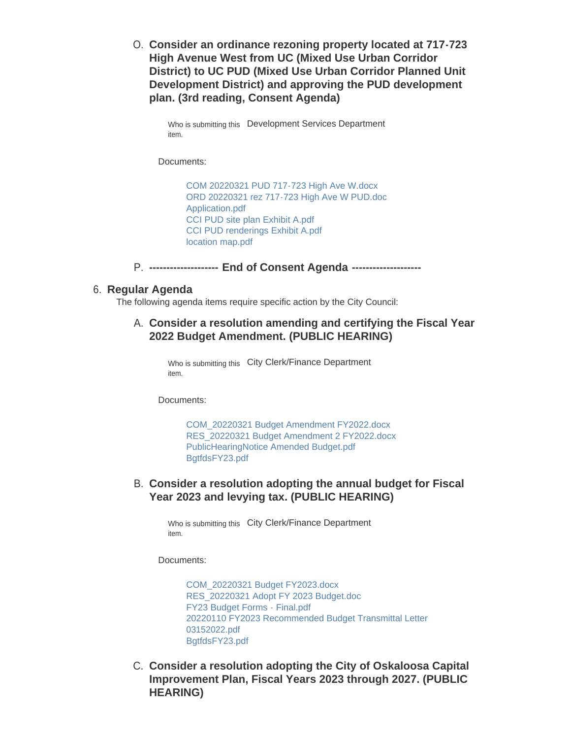O. **Consider an ordinance rezoning property located at 717-723 High Avenue West from UC (Mixed Use Urban Corridor District) to UC PUD (Mixed Use Urban Corridor Planned Unit Development District) and approving the PUD development plan. (3rd reading, Consent Agenda)**

Who is submitting this item. Development Services Department

Documents:

COM 20220321 PUD 717-723 High Ave W.docx
ORD 20220321 rez 717-723 High Ave W PUD.doc
Application.pdf
CCI PUD site plan Exhibit A.pdf
CCI PUD renderings Exhibit A.pdf
location map.pdf

P. **------------------- End of Consent Agenda -------------------**

## 6. Regular Agenda

The following agenda items require specific action by the City Council:

A. **Consider a resolution amending and certifying the Fiscal Year 2022 Budget Amendment. (PUBLIC HEARING)**

Who is submitting this item. City Clerk/Finance Department

Documents:

COM_20220321 Budget Amendment FY2022.docx
RES_20220321 Budget Amendment 2 FY2022.docx
PublicHearingNotice Amended Budget.pdf
BgtfdsFY23.pdf

B. **Consider a resolution adopting the annual budget for Fiscal Year 2023 and levying tax. (PUBLIC HEARING)**

Who is submitting this item. City Clerk/Finance Department

Documents:

COM_20220321 Budget FY2023.docx
RES_20220321 Adopt FY 2023 Budget.doc
FY23 Budget Forms - Final.pdf
20220110 FY2023 Recommended Budget Transmittal Letter 03152022.pdf
BgtfdsFY23.pdf

C. **Consider a resolution adopting the City of Oskaloosa Capital Improvement Plan, Fiscal Years 2023 through 2027. (PUBLIC HEARING)**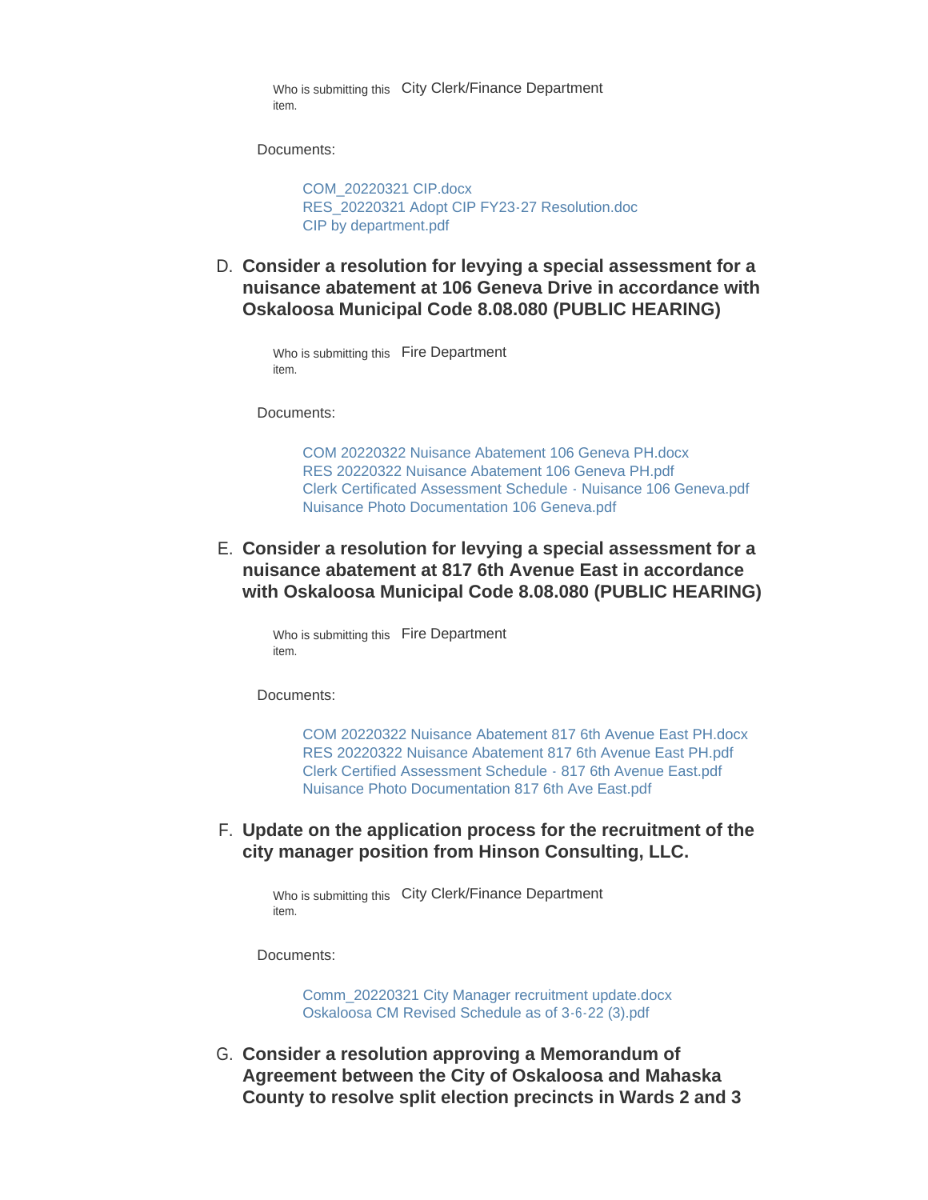Who is submitting this item. City Clerk/Finance Department

Documents:

- COM_20220321 CIP.docx
- RES_20220321 Adopt CIP FY23-27 Resolution.doc
- CIP by department.pdf

### D. Consider a resolution for levying a special assessment for a nuisance abatement at 106 Geneva Drive in accordance with Oskaloosa Municipal Code 8.08.080 (PUBLIC HEARING)

Who is submitting this item. Fire Department

Documents:

- COM 20220322 Nuisance Abatement 106 Geneva PH.docx
- RES 20220322 Nuisance Abatement 106 Geneva PH.pdf
- Clerk Certificated Assessment Schedule - Nuisance 106 Geneva.pdf
- Nuisance Photo Documentation 106 Geneva.pdf

### E. Consider a resolution for levying a special assessment for a nuisance abatement at 817 6th Avenue East in accordance with Oskaloosa Municipal Code 8.08.080 (PUBLIC HEARING)

Who is submitting this item. Fire Department

Documents:

- COM 20220322 Nuisance Abatement 817 6th Avenue East PH.docx
- RES 20220322 Nuisance Abatement 817 6th Avenue East PH.pdf
- Clerk Certified Assessment Schedule - 817 6th Avenue East.pdf
- Nuisance Photo Documentation 817 6th Ave East.pdf

### F. Update on the application process for the recruitment of the city manager position from Hinson Consulting, LLC.

Who is submitting this item. City Clerk/Finance Department

Documents:

- Comm_20220321 City Manager recruitment update.docx
- Oskaloosa CM Revised Schedule as of 3-6-22 (3).pdf

### G. Consider a resolution approving a Memorandum of Agreement between the City of Oskaloosa and Mahaska County to resolve split election precincts in Wards 2 and 3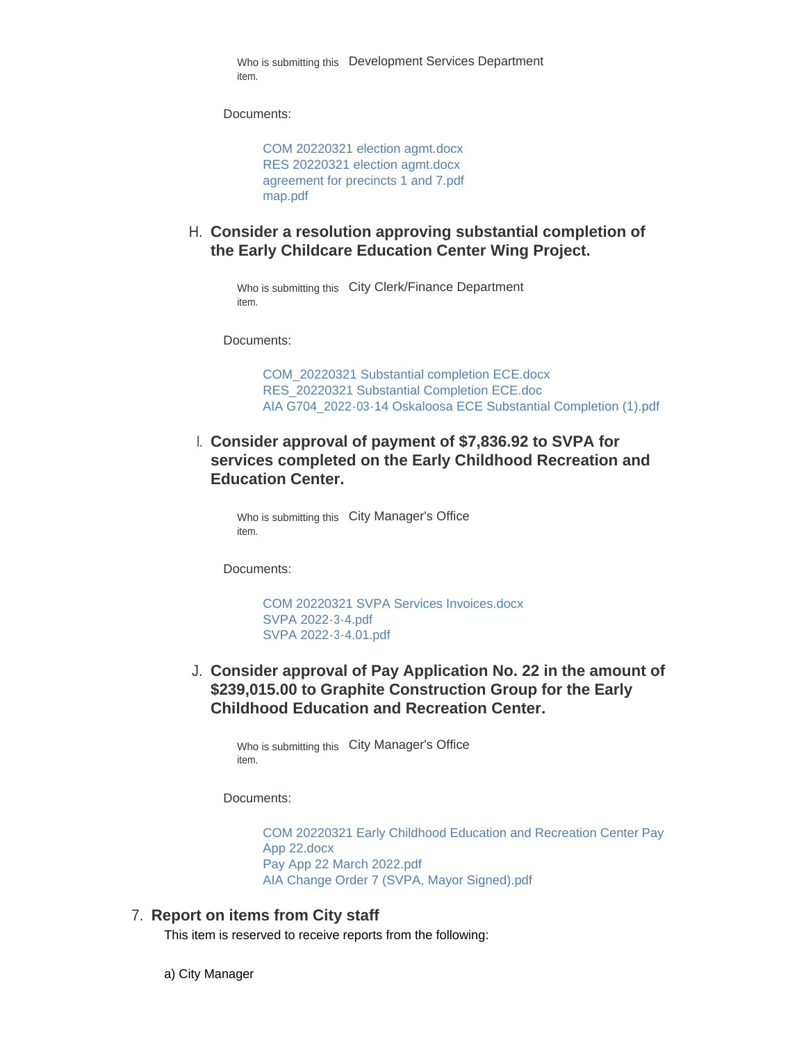Who is submitting this item. Development Services Department

Documents:

COM 20220321 election agmt.docx
RES 20220321 election agmt.docx
agreement for precincts 1 and 7.pdf
map.pdf

H. **Consider a resolution approving substantial completion of the Early Childcare Education Center Wing Project.**

Who is submitting this item. City Clerk/Finance Department

Documents:

COM_20220321 Substantial completion ECE.docx
RES_20220321 Substantial Completion ECE.doc
AIA G704_2022-03-14 Oskaloosa ECE Substantial Completion (1).pdf

I. **Consider approval of payment of $7,836.92 to SVPA for services completed on the Early Childhood Recreation and Education Center.**

Who is submitting this item. City Manager's Office

Documents:

COM 20220321 SVPA Services Invoices.docx
SVPA 2022-3-4.pdf
SVPA 2022-3-4.01.pdf

J. **Consider approval of Pay Application No. 22 in the amount of $239,015.00 to Graphite Construction Group for the Early Childhood Education and Recreation Center.**

Who is submitting this item. City Manager's Office

Documents:

COM 20220321 Early Childhood Education and Recreation Center Pay App 22.docx
Pay App 22 March 2022.pdf
AIA Change Order 7 (SVPA, Mayor Signed).pdf

7. **Report on items from City staff**

This item is reserved to receive reports from the following:

a) City Manager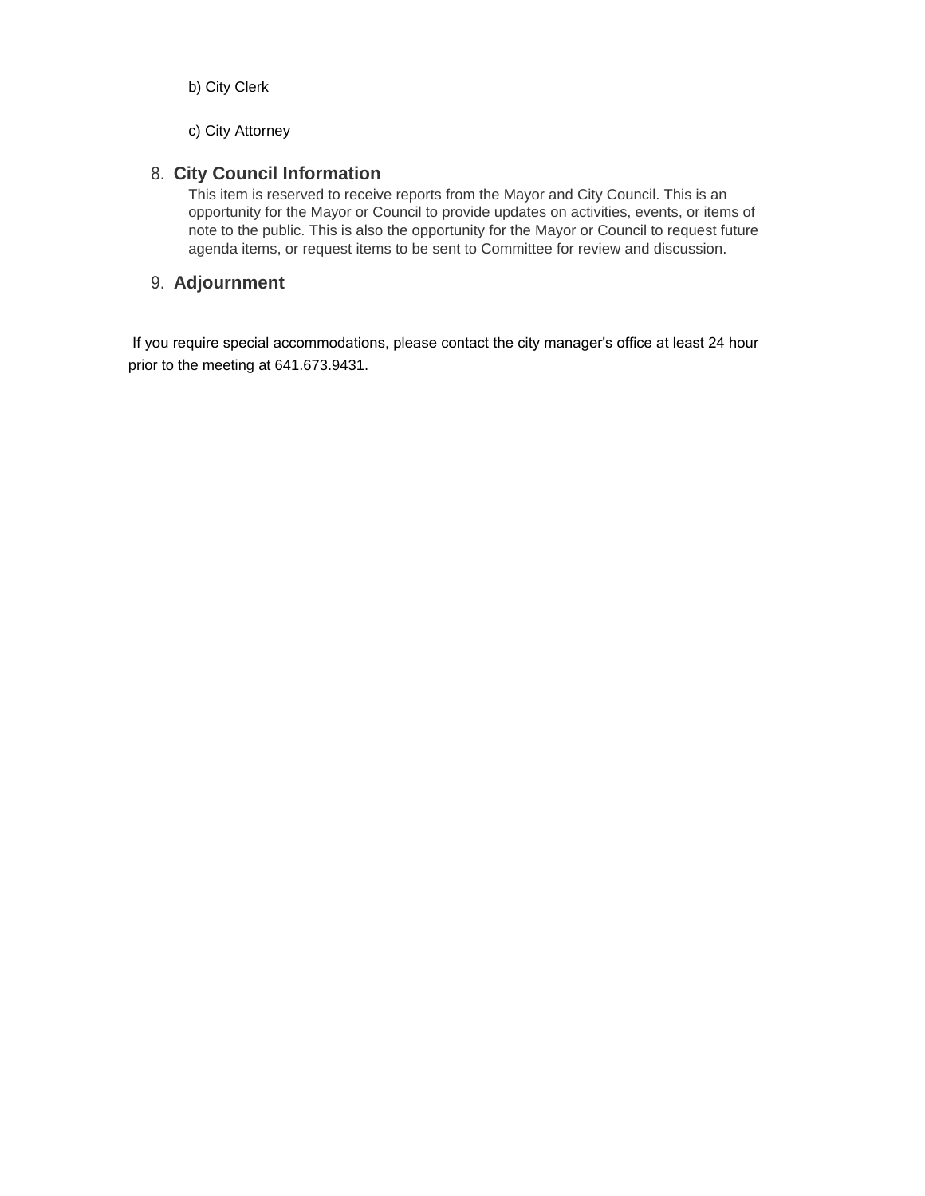b) City Clerk

c) City Attorney

8. **City Council Information**

   This item is reserved to receive reports from the Mayor and City Council. This is an opportunity for the Mayor or Council to provide updates on activities, events, or items of note to the public. This is also the opportunity for the Mayor or Council to request future agenda items, or request items to be sent to Committee for review and discussion.

9. **Adjournment**

If you require special accommodations, please contact the city manager's office at least 24 hour prior to the meeting at 641.673.9431.